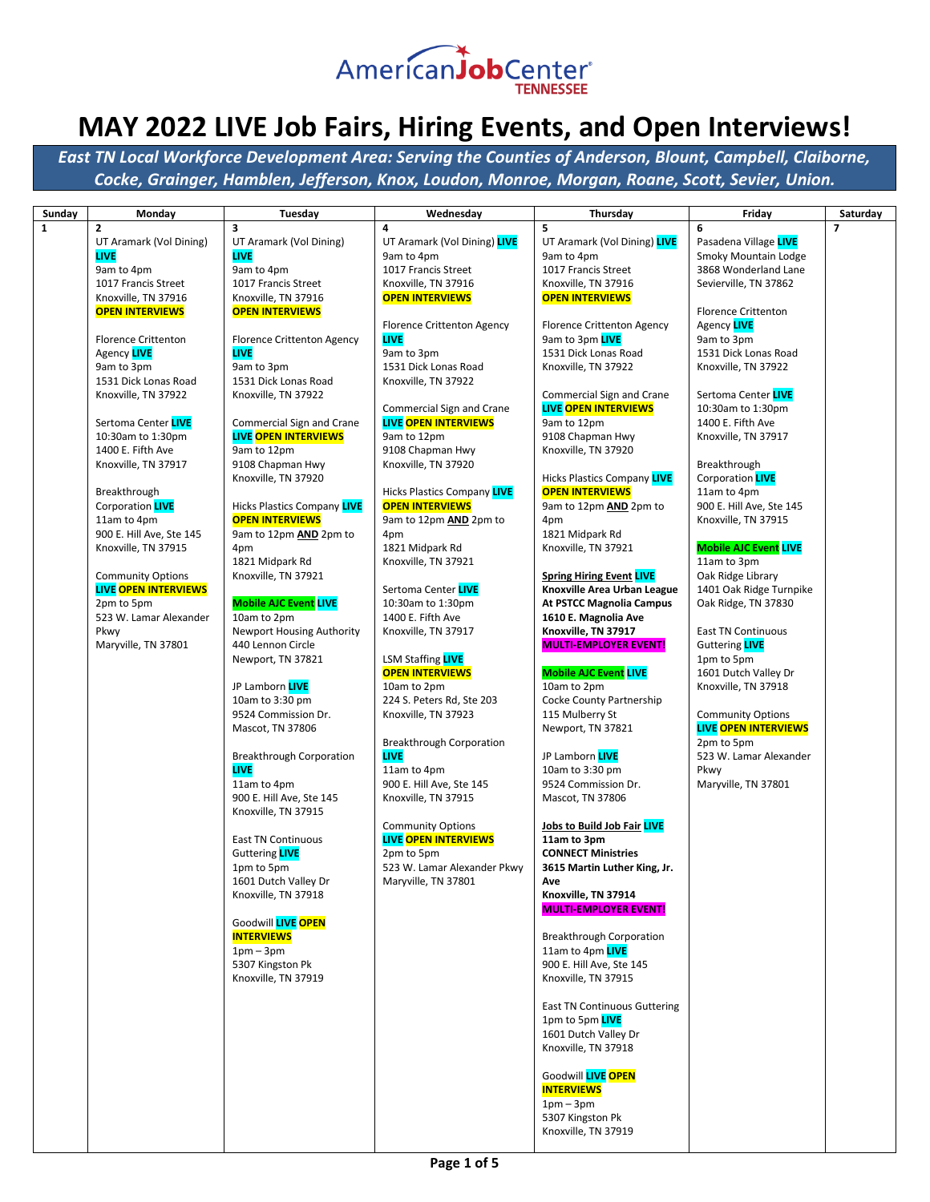AmericanJobCenter TENNESSEE

# MAY 2022 LIVE Job Fairs, Hiring Events, and Open Interviews!

***East TN Local Workforce Development Area: Serving the Counties of Anderson, Blount, Campbell, Claiborne, Cocke, Grainger, Hamblen, Jefferson, Knox, Loudon, Monroe, Morgan, Roane, Scott, Sevier, Union.***

| Sunday | Monday | Tuesday | Wednesday | Thursday | Friday | Saturday |
|---|---|---|---|---|---|---|
| **1** | **2**<br>UT Aramark (Vol Dining) **LIVE**<br>9am to 4pm<br>1017 Francis Street<br>Knoxville, TN 37916<br>**OPEN INTERVIEWS**<br><br>Florence Crittenton Agency **LIVE**<br>9am to 3pm<br>1531 Dick Lonas Road<br>Knoxville, TN 37922<br><br>Sertoma Center **LIVE**<br>10:30am to 1:30pm<br>1400 E. Fifth Ave<br>Knoxville, TN 37917<br><br>Breakthrough Corporation **LIVE**<br>11am to 4pm<br>900 E. Hill Ave, Ste 145<br>Knoxville, TN 37915<br><br>Community Options<br>**LIVE OPEN INTERVIEWS**<br>2pm to 5pm<br>523 W. Lamar Alexander Pkwy<br>Maryville, TN 37801 | **3**<br>UT Aramark (Vol Dining) **LIVE**<br>9am to 4pm<br>1017 Francis Street<br>Knoxville, TN 37916<br>**OPEN INTERVIEWS**<br><br>Florence Crittenton Agency **LIVE**<br>9am to 3pm<br>1531 Dick Lonas Road<br>Knoxville, TN 37922<br><br>Commercial Sign and Crane **LIVE OPEN INTERVIEWS**<br>9am to 12pm<br>9108 Chapman Hwy<br>Knoxville, TN 37920<br><br>Hicks Plastics Company **LIVE**<br>**OPEN INTERVIEWS**<br>9am to 12pm **AND** 2pm to 4pm<br>1821 Midpark Rd<br>Knoxville, TN 37921<br><br>**Mobile AJC Event LIVE**<br>10am to 2pm<br>Newport Housing Authority<br>440 Lennon Circle<br>Newport, TN 37821<br><br>JP Lamborn **LIVE**<br>10am to 3:30 pm<br>9524 Commission Dr.<br>Mascot, TN 37806<br><br>Breakthrough Corporation **LIVE**<br>11am to 4pm<br>900 E. Hill Ave, Ste 145<br>Knoxville, TN 37915<br><br>East TN Continuous Guttering **LIVE**<br>1pm to 5pm<br>1601 Dutch Valley Dr<br>Knoxville, TN 37918<br><br>Goodwill **LIVE OPEN INTERVIEWS**<br>1pm – 3pm<br>5307 Kingston Pk<br>Knoxville, TN 37919 | **4**<br>UT Aramark (Vol Dining) **LIVE**<br>9am to 4pm<br>1017 Francis Street<br>Knoxville, TN 37916<br>**OPEN INTERVIEWS**<br><br>Florence Crittenton Agency **LIVE**<br>9am to 3pm<br>1531 Dick Lonas Road<br>Knoxville, TN 37922<br><br>Commercial Sign and Crane **LIVE OPEN INTERVIEWS**<br>9am to 12pm<br>9108 Chapman Hwy<br>Knoxville, TN 37920<br><br>Hicks Plastics Company **LIVE**<br>**OPEN INTERVIEWS**<br>9am to 12pm **AND** 2pm to 4pm<br>1821 Midpark Rd<br>Knoxville, TN 37921<br><br>Sertoma Center **LIVE**<br>10:30am to 1:30pm<br>1400 E. Fifth Ave<br>Knoxville, TN 37917<br><br>LSM Staffing **LIVE**<br>**OPEN INTERVIEWS**<br>10am to 2pm<br>224 S. Peters Rd, Ste 203<br>Knoxville, TN 37923<br><br>Breakthrough Corporation **LIVE**<br>11am to 4pm<br>900 E. Hill Ave, Ste 145<br>Knoxville, TN 37915<br><br>Community Options<br>**LIVE OPEN INTERVIEWS**<br>2pm to 5pm<br>523 W. Lamar Alexander Pkwy<br>Maryville, TN 37801 | **5**<br>UT Aramark (Vol Dining) **LIVE**<br>9am to 4pm<br>1017 Francis Street<br>Knoxville, TN 37916<br>**OPEN INTERVIEWS**<br><br>Florence Crittenton Agency<br>9am to 3pm **LIVE**<br>1531 Dick Lonas Road<br>Knoxville, TN 37922<br><br>Commercial Sign and Crane<br>**LIVE OPEN INTERVIEWS**<br>9am to 12pm<br>9108 Chapman Hwy<br>Knoxville, TN 37920<br><br>Hicks Plastics Company **LIVE**<br>**OPEN INTERVIEWS**<br>9am to 12pm **AND** 2pm to 4pm<br>1821 Midpark Rd<br>Knoxville, TN 37921<br><br>**Spring Hiring Event LIVE**<br>**Knoxville Area Urban League At PSTCC Magnolia Campus**<br>**1610 E. Magnolia Ave**<br>**Knoxville, TN 37917**<br>**MULTI-EMPLOYER EVENT!**<br><br>**Mobile AJC Event LIVE**<br>10am to 2pm<br>Cocke County Partnership<br>115 Mulberry St<br>Newport, TN 37821<br><br>JP Lamborn **LIVE**<br>10am to 3:30 pm<br>9524 Commission Dr.<br>Mascot, TN 37806<br><br>**Jobs to Build Job Fair LIVE**<br>**11am to 3pm**<br>**CONNECT Ministries**<br>**3615 Martin Luther King, Jr. Ave**<br>**Knoxville, TN 37914**<br>**MULTI-EMPLOYER EVENT!**<br><br>Breakthrough Corporation<br>11am to 4pm **LIVE**<br>900 E. Hill Ave, Ste 145<br>Knoxville, TN 37915<br><br>East TN Continuous Guttering<br>1pm to 5pm **LIVE**<br>1601 Dutch Valley Dr<br>Knoxville, TN 37918<br><br>Goodwill **LIVE OPEN INTERVIEWS**<br>1pm – 3pm<br>5307 Kingston Pk<br>Knoxville, TN 37919 | **6**<br>Pasadena Village **LIVE**<br>Smoky Mountain Lodge<br>3868 Wonderland Lane<br>Sevierville, TN 37862<br><br>Florence Crittenton Agency **LIVE**<br>9am to 3pm<br>1531 Dick Lonas Road<br>Knoxville, TN 37922<br><br>Sertoma Center **LIVE**<br>10:30am to 1:30pm<br>1400 E. Fifth Ave<br>Knoxville, TN 37917<br><br>Breakthrough Corporation **LIVE**<br>11am to 4pm<br>900 E. Hill Ave, Ste 145<br>Knoxville, TN 37915<br><br>**Mobile AJC Event LIVE**<br>11am to 3pm<br>Oak Ridge Library<br>1401 Oak Ridge Turnpike<br>Oak Ridge, TN 37830<br><br>East TN Continuous Guttering **LIVE**<br>1pm to 5pm<br>1601 Dutch Valley Dr<br>Knoxville, TN 37918<br><br>Community Options<br>**LIVE OPEN INTERVIEWS**<br>2pm to 5pm<br>523 W. Lamar Alexander Pkwy<br>Maryville, TN 37801 | **7** |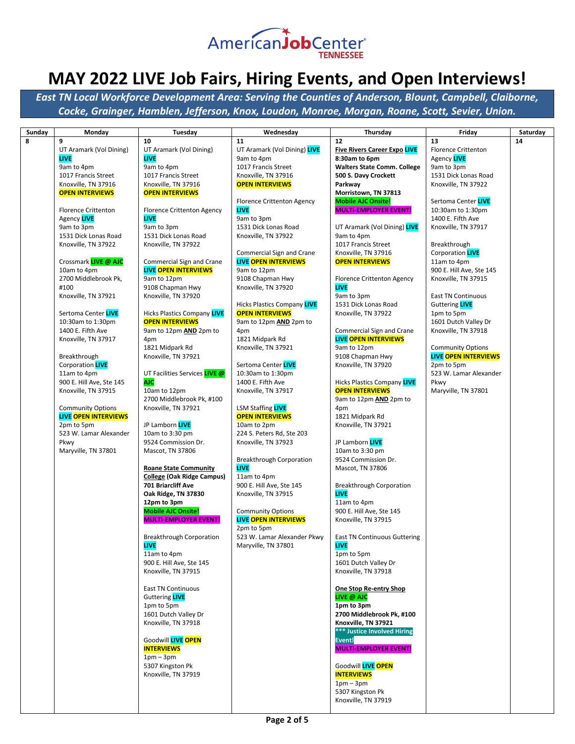AmericanJobCenter TENNESSEE

# MAY 2022 LIVE Job Fairs, Hiring Events, and Open Interviews!

***East TN Local Workforce Development Area: Serving the Counties of Anderson, Blount, Campbell, Claiborne, Cocke, Grainger, Hamblen, Jefferson, Knox, Loudon, Monroe, Morgan, Roane, Scott, Sevier, Union.***

| Sunday | Monday | Tuesday | Wednesday | Thursday | Friday | Saturday |
|---|---|---|---|---|---|---|
| **8** | **9**<br>UT Aramark (Vol Dining) LIVE<br>9am to 4pm<br>1017 Francis Street<br>Knoxville, TN 37916<br>**OPEN INTERVIEWS**<br><br>Florence Crittenton Agency LIVE<br>9am to 3pm<br>1531 Dick Lonas Road<br>Knoxville, TN 37922<br><br>Crossmark LIVE @ AJC<br>10am to 4pm<br>2700 Middlebrook Pk, #100<br>Knoxville, TN 37921<br><br>Sertoma Center LIVE<br>10:30am to 1:30pm<br>1400 E. Fifth Ave<br>Knoxville, TN 37917<br><br>Breakthrough Corporation LIVE<br>11am to 4pm<br>900 E. Hill Ave, Ste 145<br>Knoxville, TN 37915<br><br>Community Options<br>LIVE OPEN INTERVIEWS<br>2pm to 5pm<br>523 W. Lamar Alexander Pkwy<br>Maryville, TN 37801 | **10**<br>UT Aramark (Vol Dining) LIVE<br>9am to 4pm<br>1017 Francis Street<br>Knoxville, TN 37916<br>**OPEN INTERVIEWS**<br><br>Florence Crittenton Agency LIVE<br>9am to 3pm<br>1531 Dick Lonas Road<br>Knoxville, TN 37922<br><br>Commercial Sign and Crane<br>LIVE OPEN INTERVIEWS<br>9am to 12pm<br>9108 Chapman Hwy<br>Knoxville, TN 37920<br><br>Hicks Plastics Company LIVE<br>**OPEN INTERVIEWS**<br>9am to 12pm **AND** 2pm to 4pm<br>1821 Midpark Rd<br>Knoxville, TN 37921<br><br>UT Facilities Services LIVE @ AJC<br>10am to 12pm<br>2700 Middlebrook Pk, #100<br>Knoxville, TN 37921<br><br>JP Lamborn LIVE<br>10am to 3:30 pm<br>9524 Commission Dr.<br>Mascot, TN 37806<br><br>**Roane State Community College (Oak Ridge Campus)**<br>**701 Briarcliff Ave**<br>**Oak Ridge, TN 37830**<br>**12pm to 3pm**<br>**Mobile AJC Onsite!**<br>**MULTI-EMPLOYER EVENT!**<br><br>Breakthrough Corporation LIVE<br>11am to 4pm<br>900 E. Hill Ave, Ste 145<br>Knoxville, TN 37915<br><br>East TN Continuous Guttering LIVE<br>1pm to 5pm<br>1601 Dutch Valley Dr<br>Knoxville, TN 37918<br><br>Goodwill LIVE OPEN INTERVIEWS<br>1pm – 3pm<br>5307 Kingston Pk<br>Knoxville, TN 37919 | **11**<br>UT Aramark (Vol Dining) LIVE<br>9am to 4pm<br>1017 Francis Street<br>Knoxville, TN 37916<br>**OPEN INTERVIEWS**<br><br>Florence Crittenton Agency LIVE<br>9am to 3pm<br>1531 Dick Lonas Road<br>Knoxville, TN 37922<br><br>Commercial Sign and Crane<br>LIVE OPEN INTERVIEWS<br>9am to 12pm<br>9108 Chapman Hwy<br>Knoxville, TN 37920<br><br>Hicks Plastics Company LIVE<br>**OPEN INTERVIEWS**<br>9am to 12pm **AND** 2pm to 4pm<br>1821 Midpark Rd<br>Knoxville, TN 37921<br><br>Sertoma Center LIVE<br>10:30am to 1:30pm<br>1400 E. Fifth Ave<br>Knoxville, TN 37917<br><br>LSM Staffing LIVE<br>**OPEN INTERVIEWS**<br>10am to 2pm<br>224 S. Peters Rd, Ste 203<br>Knoxville, TN 37923<br><br>Breakthrough Corporation LIVE<br>11am to 4pm<br>900 E. Hill Ave, Ste 145<br>Knoxville, TN 37915<br><br>Community Options<br>LIVE OPEN INTERVIEWS<br>2pm to 5pm<br>523 W. Lamar Alexander Pkwy<br>Maryville, TN 37801 | **12**<br>**Five Rivers Career Expo LIVE**<br>**8:30am to 6pm**<br>**Walters State Comm. College**<br>**500 S. Davy Crockett Parkway**<br>**Morristown, TN 37813**<br>**Mobile AJC Onsite!**<br>**MULTI-EMPLOYER EVENT!**<br><br>UT Aramark (Vol Dining) LIVE<br>9am to 4pm<br>1017 Francis Street<br>Knoxville, TN 37916<br>**OPEN INTERVIEWS**<br><br>Florence Crittenton Agency LIVE<br>9am to 3pm<br>1531 Dick Lonas Road<br>Knoxville, TN 37922<br><br>Commercial Sign and Crane<br>LIVE OPEN INTERVIEWS<br>9am to 12pm<br>9108 Chapman Hwy<br>Knoxville, TN 37920<br><br>Hicks Plastics Company LIVE<br>**OPEN INTERVIEWS**<br>9am to 12pm **AND** 2pm to 4pm<br>1821 Midpark Rd<br>Knoxville, TN 37921<br><br>JP Lamborn LIVE<br>10am to 3:30 pm<br>9524 Commission Dr.<br>Mascot, TN 37806<br><br>Breakthrough Corporation LIVE<br>11am to 4pm<br>900 E. Hill Ave, Ste 145<br>Knoxville, TN 37915<br><br>East TN Continuous Guttering LIVE<br>1pm to 5pm<br>1601 Dutch Valley Dr<br>Knoxville, TN 37918<br><br>**One Stop Re-entry Shop**<br>**LIVE @ AJC**<br>**1pm to 3pm**<br>**2700 Middlebrook Pk, #100**<br>**Knoxville, TN 37921**<br>**\*\*\* Justice Involved Hiring Event!**<br>**MULTI-EMPLOYER EVENT!**<br><br>Goodwill LIVE OPEN INTERVIEWS<br>1pm – 3pm<br>5307 Kingston Pk<br>Knoxville, TN 37919 | **13**<br>Florence Crittenton Agency LIVE<br>9am to 3pm<br>1531 Dick Lonas Road<br>Knoxville, TN 37922<br><br>Sertoma Center LIVE<br>10:30am to 1:30pm<br>1400 E. Fifth Ave<br>Knoxville, TN 37917<br><br>Breakthrough Corporation LIVE<br>11am to 4pm<br>900 E. Hill Ave, Ste 145<br>Knoxville, TN 37915<br><br>East TN Continuous Guttering LIVE<br>1pm to 5pm<br>1601 Dutch Valley Dr<br>Knoxville, TN 37918<br><br>Community Options<br>LIVE OPEN INTERVIEWS<br>2pm to 5pm<br>523 W. Lamar Alexander Pkwy<br>Maryville, TN 37801 | **14** |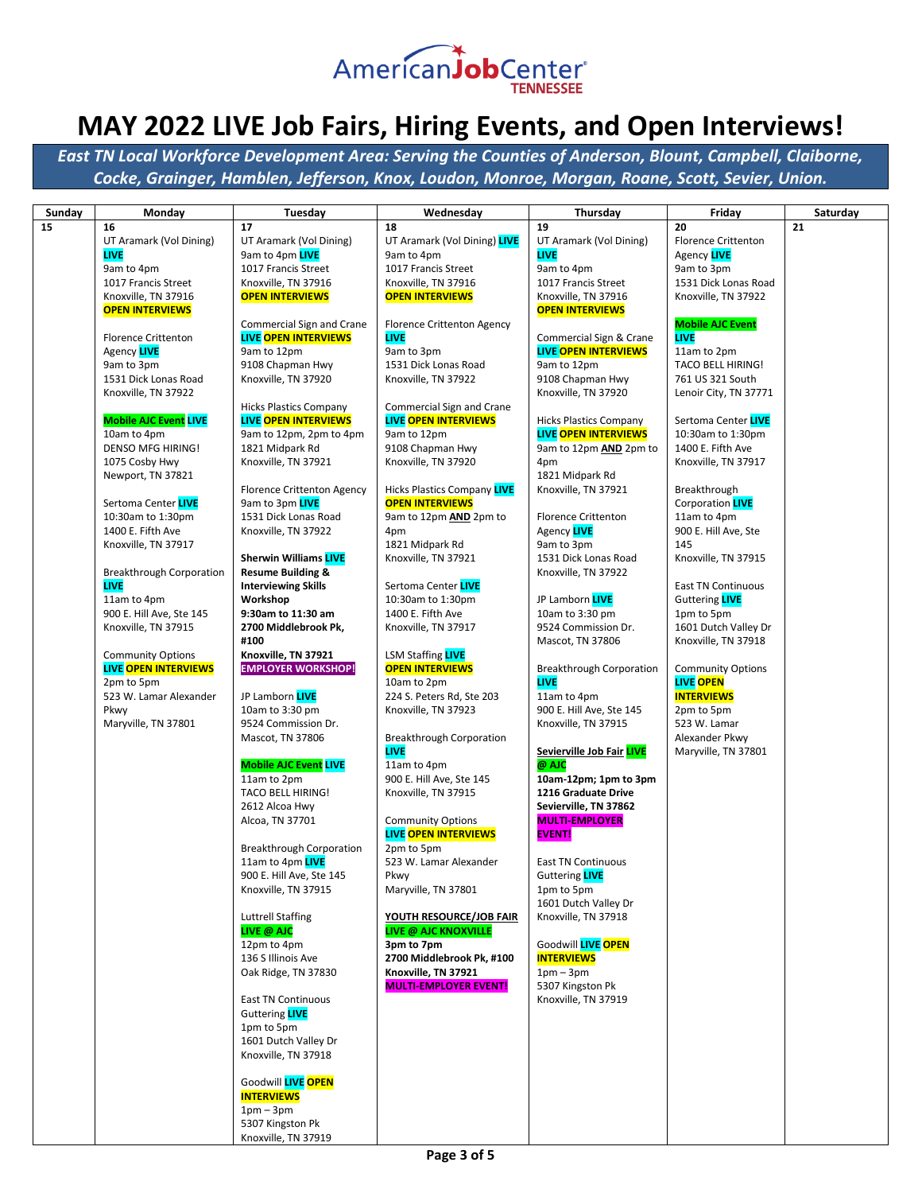AmericanJobCenter TENNESSEE

# MAY 2022 LIVE Job Fairs, Hiring Events, and Open Interviews!

***East TN Local Workforce Development Area: Serving the Counties of Anderson, Blount, Campbell, Claiborne, Cocke, Grainger, Hamblen, Jefferson, Knox, Loudon, Monroe, Morgan, Roane, Scott, Sevier, Union.***

| Sunday | Monday | Tuesday | Wednesday | Thursday | Friday | Saturday |
|---|---|---|---|---|---|---|
| 15 | 16<br><br>UT Aramark (Vol Dining) **LIVE**<br>9am to 4pm<br>1017 Francis Street<br>Knoxville, TN 37916<br>**OPEN INTERVIEWS**<br><br>Florence Crittenton Agency **LIVE**<br>9am to 3pm<br>1531 Dick Lonas Road<br>Knoxville, TN 37922<br><br>**Mobile AJC Event** **LIVE**<br>10am to 4pm<br>DENSO MFG HIRING!<br>1075 Cosby Hwy<br>Newport, TN 37821<br><br>Sertoma Center **LIVE**<br>10:30am to 1:30pm<br>1400 E. Fifth Ave<br>Knoxville, TN 37917<br><br>Breakthrough Corporation **LIVE**<br>11am to 4pm<br>900 E. Hill Ave, Ste 145<br>Knoxville, TN 37915<br><br>Community Options **LIVE OPEN INTERVIEWS**<br>2pm to 5pm<br>523 W. Lamar Alexander Pkwy<br>Maryville, TN 37801 | 17<br><br>UT Aramark (Vol Dining)<br>9am to 4pm **LIVE**<br>1017 Francis Street<br>Knoxville, TN 37916<br>**OPEN INTERVIEWS**<br><br>Commercial Sign and Crane **LIVE OPEN INTERVIEWS**<br>9am to 12pm<br>9108 Chapman Hwy<br>Knoxville, TN 37920<br><br>Hicks Plastics Company **LIVE OPEN INTERVIEWS**<br>9am to 12pm, 2pm to 4pm<br>1821 Midpark Rd<br>Knoxville, TN 37921<br><br>Florence Crittenton Agency<br>9am to 3pm **LIVE**<br>1531 Dick Lonas Road<br>Knoxville, TN 37922<br><br>**Sherwin Williams LIVE Resume Building & Interviewing Skills Workshop**<br>**9:30am to 11:30 am**<br>**2700 Middlebrook Pk, #100**<br>**Knoxville, TN 37921**<br>**EMPLOYER WORKSHOP!**<br><br>JP Lamborn **LIVE**<br>10am to 3:30 pm<br>9524 Commission Dr.<br>Mascot, TN 37806<br><br>**Mobile AJC Event** **LIVE**<br>11am to 2pm<br>TACO BELL HIRING!<br>2612 Alcoa Hwy<br>Alcoa, TN 37701<br><br>Breakthrough Corporation<br>11am to 4pm **LIVE**<br>900 E. Hill Ave, Ste 145<br>Knoxville, TN 37915<br><br>Luttrell Staffing<br>**LIVE @ AJC**<br>12pm to 4pm<br>136 S Illinois Ave<br>Oak Ridge, TN 37830<br><br>East TN Continuous Guttering **LIVE**<br>1pm to 5pm<br>1601 Dutch Valley Dr<br>Knoxville, TN 37918<br><br>Goodwill **LIVE OPEN INTERVIEWS**<br>1pm – 3pm<br>5307 Kingston Pk<br>Knoxville, TN 37919 | 18<br><br>UT Aramark (Vol Dining) **LIVE**<br>9am to 4pm<br>1017 Francis Street<br>Knoxville, TN 37916<br>**OPEN INTERVIEWS**<br><br>Florence Crittenton Agency **LIVE**<br>9am to 3pm<br>1531 Dick Lonas Road<br>Knoxville, TN 37922<br><br>Commercial Sign and Crane **LIVE OPEN INTERVIEWS**<br>9am to 12pm<br>9108 Chapman Hwy<br>Knoxville, TN 37920<br><br>Hicks Plastics Company **LIVE OPEN INTERVIEWS**<br>9am to 12pm **AND** 2pm to 4pm<br>1821 Midpark Rd<br>Knoxville, TN 37921<br><br>Sertoma Center **LIVE**<br>10:30am to 1:30pm<br>1400 E. Fifth Ave<br>Knoxville, TN 37917<br><br>LSM Staffing **LIVE OPEN INTERVIEWS**<br>10am to 2pm<br>224 S. Peters Rd, Ste 203<br>Knoxville, TN 37923<br><br>Breakthrough Corporation **LIVE**<br>11am to 4pm<br>900 E. Hill Ave, Ste 145<br>Knoxville, TN 37915<br><br>Community Options **LIVE OPEN INTERVIEWS**<br>2pm to 5pm<br>523 W. Lamar Alexander Pkwy<br>Maryville, TN 37801<br><br>**YOUTH RESOURCE/JOB FAIR LIVE @ AJC KNOXVILLE**<br>**3pm to 7pm**<br>**2700 Middlebrook Pk, #100**<br>**Knoxville, TN 37921**<br>**MULTI-EMPLOYER EVENT!** | 19<br><br>UT Aramark (Vol Dining) **LIVE**<br>9am to 4pm<br>1017 Francis Street<br>Knoxville, TN 37916<br>**OPEN INTERVIEWS**<br><br>Commercial Sign & Crane **LIVE OPEN INTERVIEWS**<br>9am to 12pm<br>9108 Chapman Hwy<br>Knoxville, TN 37920<br><br>Hicks Plastics Company **LIVE OPEN INTERVIEWS**<br>9am to 12pm **AND** 2pm to 4pm<br>1821 Midpark Rd<br>Knoxville, TN 37921<br><br>Florence Crittenton Agency **LIVE**<br>9am to 3pm<br>1531 Dick Lonas Road<br>Knoxville, TN 37922<br><br>JP Lamborn **LIVE**<br>10am to 3:30 pm<br>9524 Commission Dr.<br>Mascot, TN 37806<br><br>Breakthrough Corporation **LIVE**<br>11am to 4pm<br>900 E. Hill Ave, Ste 145<br>Knoxville, TN 37915<br><br>**Sevierville Job Fair LIVE @ AJC**<br>**10am-12pm; 1pm to 3pm**<br>**1216 Graduate Drive**<br>**Sevierville, TN 37862**<br>**MULTI-EMPLOYER EVENT!**<br><br>East TN Continuous Guttering **LIVE**<br>1pm to 5pm<br>1601 Dutch Valley Dr<br>Knoxville, TN 37918<br><br>Goodwill **LIVE OPEN INTERVIEWS**<br>1pm – 3pm<br>5307 Kingston Pk<br>Knoxville, TN 37919 | 20<br><br>Florence Crittenton Agency **LIVE**<br>9am to 3pm<br>1531 Dick Lonas Road<br>Knoxville, TN 37922<br><br>**Mobile AJC Event LIVE**<br>11am to 2pm<br>TACO BELL HIRING!<br>761 US 321 South<br>Lenoir City, TN 37771<br><br>Sertoma Center **LIVE**<br>10:30am to 1:30pm<br>1400 E. Fifth Ave<br>Knoxville, TN 37917<br><br>Breakthrough Corporation **LIVE**<br>11am to 4pm<br>900 E. Hill Ave, Ste 145<br>Knoxville, TN 37915<br><br>East TN Continuous Guttering **LIVE**<br>1pm to 5pm<br>1601 Dutch Valley Dr<br>Knoxville, TN 37918<br><br>Community Options **LIVE OPEN INTERVIEWS**<br>2pm to 5pm<br>523 W. Lamar Alexander Pkwy<br>Maryville, TN 37801 | 21 |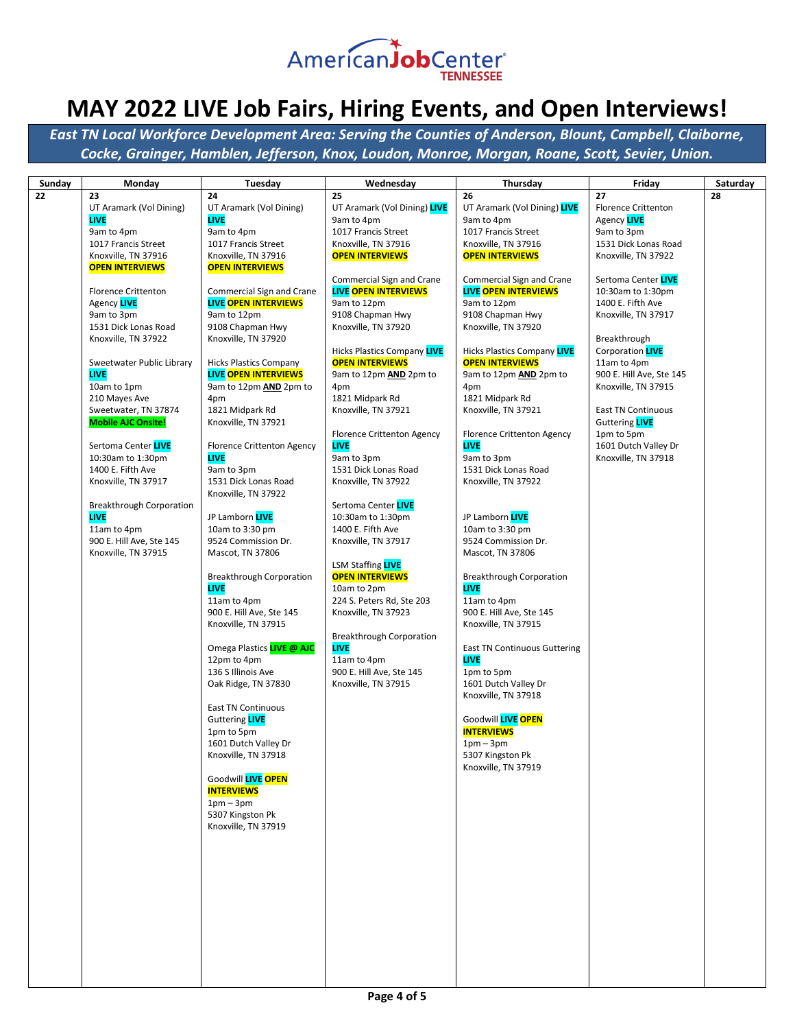AmericanJobCenter TENNESSEE

# MAY 2022 LIVE Job Fairs, Hiring Events, and Open Interviews!

***East TN Local Workforce Development Area: Serving the Counties of Anderson, Blount, Campbell, Claiborne, Cocke, Grainger, Hamblen, Jefferson, Knox, Loudon, Monroe, Morgan, Roane, Scott, Sevier, Union.***

| Sunday | Monday | Tuesday | Wednesday | Thursday | Friday | Saturday |
|---|---|---|---|---|---|---|
| **22** | **23**<br>UT Aramark (Vol Dining) **LIVE**<br>9am to 4pm<br>1017 Francis Street<br>Knoxville, TN 37916<br>**OPEN INTERVIEWS**<br><br>Florence Crittenton Agency **LIVE**<br>9am to 3pm<br>1531 Dick Lonas Road<br>Knoxville, TN 37922<br><br>Sweetwater Public Library **LIVE**<br>10am to 1pm<br>210 Mayes Ave<br>Sweetwater, TN 37874<br>**Mobile AJC Onsite!**<br><br>Sertoma Center **LIVE**<br>10:30am to 1:30pm<br>1400 E. Fifth Ave<br>Knoxville, TN 37917<br><br>Breakthrough Corporation **LIVE**<br>11am to 4pm<br>900 E. Hill Ave, Ste 145<br>Knoxville, TN 37915 | **24**<br>UT Aramark (Vol Dining) **LIVE**<br>9am to 4pm<br>1017 Francis Street<br>Knoxville, TN 37916<br>**OPEN INTERVIEWS**<br><br>Commercial Sign and Crane **LIVE OPEN INTERVIEWS**<br>9am to 12pm<br>9108 Chapman Hwy<br>Knoxville, TN 37920<br><br>Hicks Plastics Company **LIVE OPEN INTERVIEWS**<br>9am to 12pm **AND** 2pm to 4pm<br>1821 Midpark Rd<br>Knoxville, TN 37921<br><br>Florence Crittenton Agency **LIVE**<br>9am to 3pm<br>1531 Dick Lonas Road<br>Knoxville, TN 37922<br><br>JP Lamborn **LIVE**<br>10am to 3:30 pm<br>9524 Commission Dr.<br>Mascot, TN 37806<br><br>Breakthrough Corporation **LIVE**<br>11am to 4pm<br>900 E. Hill Ave, Ste 145<br>Knoxville, TN 37915<br><br>Omega Plastics **LIVE @ AJC**<br>12pm to 4pm<br>136 S Illinois Ave<br>Oak Ridge, TN 37830<br><br>East TN Continuous Guttering **LIVE**<br>1pm to 5pm<br>1601 Dutch Valley Dr<br>Knoxville, TN 37918<br><br>Goodwill **LIVE OPEN INTERVIEWS**<br>1pm – 3pm<br>5307 Kingston Pk<br>Knoxville, TN 37919 | **25**<br>UT Aramark (Vol Dining) **LIVE**<br>9am to 4pm<br>1017 Francis Street<br>Knoxville, TN 37916<br>**OPEN INTERVIEWS**<br><br>Commercial Sign and Crane **LIVE OPEN INTERVIEWS**<br>9am to 12pm<br>9108 Chapman Hwy<br>Knoxville, TN 37920<br><br>Hicks Plastics Company **LIVE OPEN INTERVIEWS**<br>9am to 12pm **AND** 2pm to 4pm<br>1821 Midpark Rd<br>Knoxville, TN 37921<br><br>Florence Crittenton Agency **LIVE**<br>9am to 3pm<br>1531 Dick Lonas Road<br>Knoxville, TN 37922<br><br>Sertoma Center **LIVE**<br>10:30am to 1:30pm<br>1400 E. Fifth Ave<br>Knoxville, TN 37917<br><br>LSM Staffing **LIVE OPEN INTERVIEWS**<br>10am to 2pm<br>224 S. Peters Rd, Ste 203<br>Knoxville, TN 37923<br><br>Breakthrough Corporation **LIVE**<br>11am to 4pm<br>900 E. Hill Ave, Ste 145<br>Knoxville, TN 37915 | **26**<br>UT Aramark (Vol Dining) **LIVE**<br>9am to 4pm<br>1017 Francis Street<br>Knoxville, TN 37916<br>**OPEN INTERVIEWS**<br><br>Commercial Sign and Crane **LIVE OPEN INTERVIEWS**<br>9am to 12pm<br>9108 Chapman Hwy<br>Knoxville, TN 37920<br><br>Hicks Plastics Company **LIVE OPEN INTERVIEWS**<br>9am to 12pm **AND** 2pm to 4pm<br>1821 Midpark Rd<br>Knoxville, TN 37921<br><br>Florence Crittenton Agency **LIVE**<br>9am to 3pm<br>1531 Dick Lonas Road<br>Knoxville, TN 37922<br><br>JP Lamborn **LIVE**<br>10am to 3:30 pm<br>9524 Commission Dr.<br>Mascot, TN 37806<br><br>Breakthrough Corporation **LIVE**<br>11am to 4pm<br>900 E. Hill Ave, Ste 145<br>Knoxville, TN 37915<br><br>East TN Continuous Guttering **LIVE**<br>1pm to 5pm<br>1601 Dutch Valley Dr<br>Knoxville, TN 37918<br><br>Goodwill **LIVE OPEN INTERVIEWS**<br>1pm – 3pm<br>5307 Kingston Pk<br>Knoxville, TN 37919 | **27**<br>Florence Crittenton Agency **LIVE**<br>9am to 3pm<br>1531 Dick Lonas Road<br>Knoxville, TN 37922<br><br>Sertoma Center **LIVE**<br>10:30am to 1:30pm<br>1400 E. Fifth Ave<br>Knoxville, TN 37917<br><br>Breakthrough Corporation **LIVE**<br>11am to 4pm<br>900 E. Hill Ave, Ste 145<br>Knoxville, TN 37915<br><br>East TN Continuous Guttering **LIVE**<br>1pm to 5pm<br>1601 Dutch Valley Dr<br>Knoxville, TN 37918 | **28** |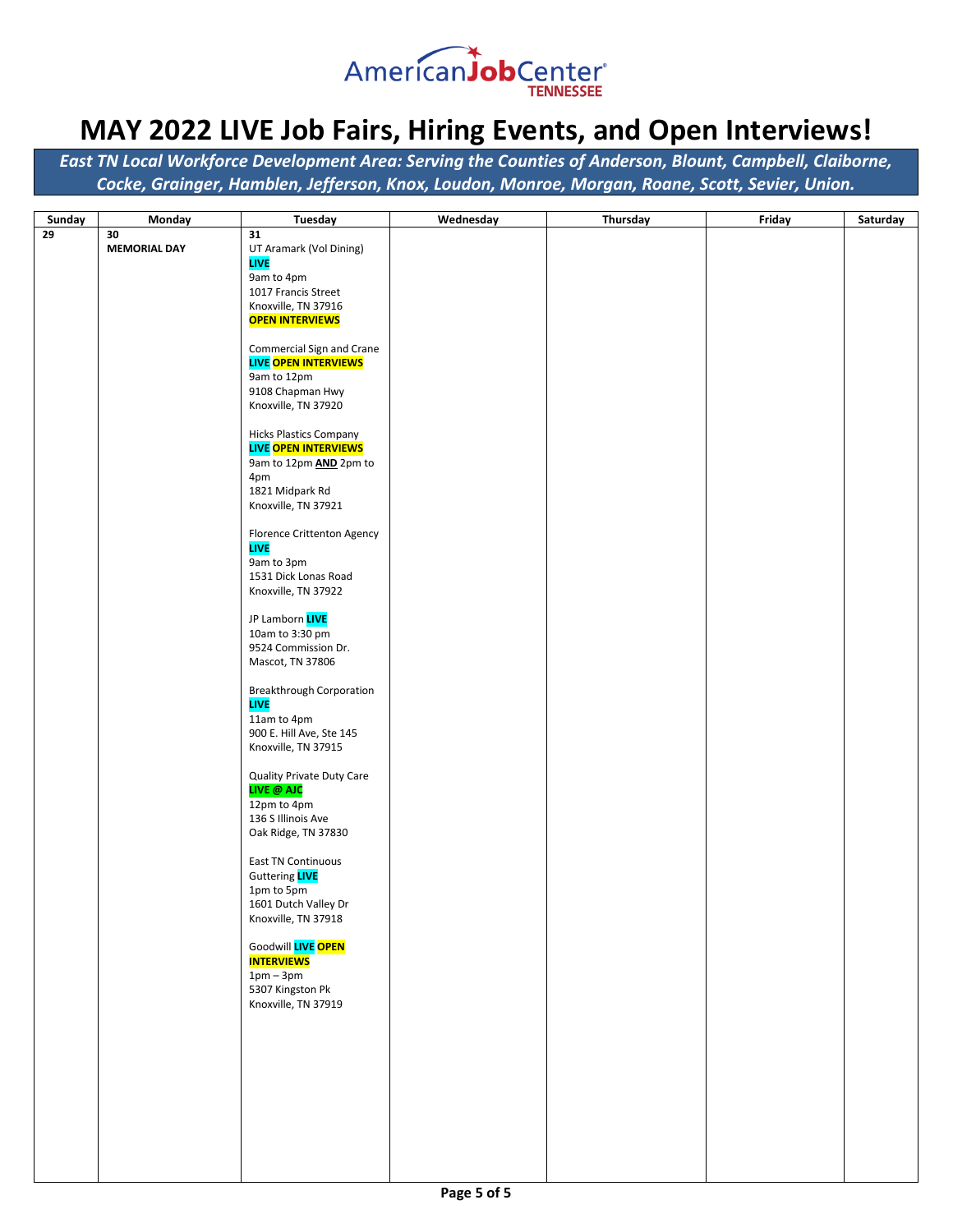AmericanJobCenter TENNESSEE

# MAY 2022 LIVE Job Fairs, Hiring Events, and Open Interviews!

***East TN Local Workforce Development Area: Serving the Counties of Anderson, Blount, Campbell, Claiborne, Cocke, Grainger, Hamblen, Jefferson, Knox, Loudon, Monroe, Morgan, Roane, Scott, Sevier, Union.***

| Sunday | Monday | Tuesday | Wednesday | Thursday | Friday | Saturday |
|---|---|---|---|---|---|---|
| **29** | **30**<br>**MEMORIAL DAY** | **31**<br>UT Aramark (Vol Dining)<br>**LIVE**<br>9am to 4pm<br>1017 Francis Street<br>Knoxville, TN 37916<br>**OPEN INTERVIEWS**<br><br>Commercial Sign and Crane<br>**LIVE OPEN INTERVIEWS**<br>9am to 12pm<br>9108 Chapman Hwy<br>Knoxville, TN 37920<br><br>Hicks Plastics Company<br>**LIVE OPEN INTERVIEWS**<br>9am to 12pm **AND** 2pm to 4pm<br>1821 Midpark Rd<br>Knoxville, TN 37921<br><br>Florence Crittenton Agency<br>**LIVE**<br>9am to 3pm<br>1531 Dick Lonas Road<br>Knoxville, TN 37922<br><br>JP Lamborn **LIVE**<br>10am to 3:30 pm<br>9524 Commission Dr.<br>Mascot, TN 37806<br><br>Breakthrough Corporation<br>**LIVE**<br>11am to 4pm<br>900 E. Hill Ave, Ste 145<br>Knoxville, TN 37915<br><br>Quality Private Duty Care<br>**LIVE @ AJC**<br>12pm to 4pm<br>136 S Illinois Ave<br>Oak Ridge, TN 37830<br><br>East TN Continuous Guttering **LIVE**<br>1pm to 5pm<br>1601 Dutch Valley Dr<br>Knoxville, TN 37918<br><br>Goodwill **LIVE OPEN INTERVIEWS**<br>1pm – 3pm<br>5307 Kingston Pk<br>Knoxville, TN 37919 | | | | |